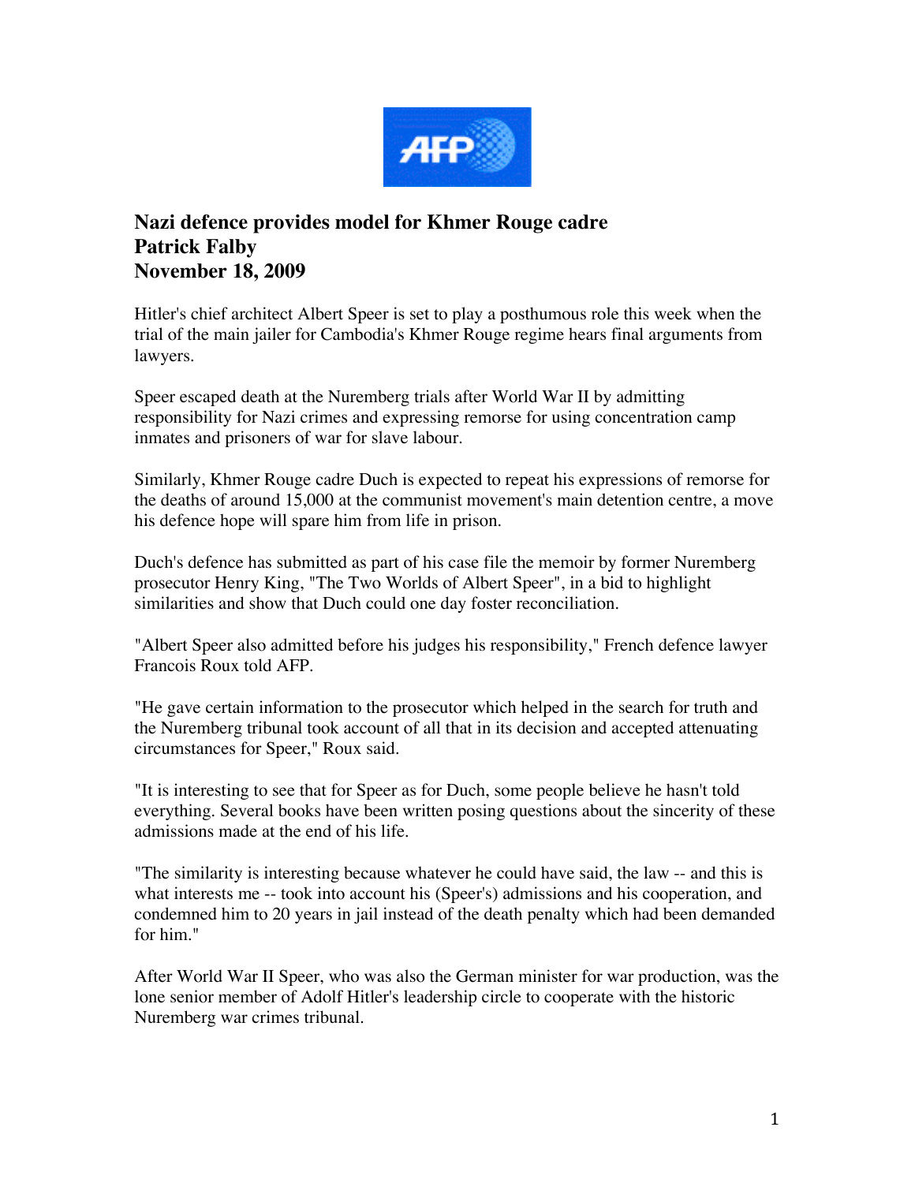# Nazi defence provides model for Khmer Rouge cadre
**Patrick Falby**
**November 18, 2009**

Hitler's chief architect Albert Speer is set to play a posthumous role this week when the trial of the main jailer for Cambodia's Khmer Rouge regime hears final arguments from lawyers.

Speer escaped death at the Nuremberg trials after World War II by admitting responsibility for Nazi crimes and expressing remorse for using concentration camp inmates and prisoners of war for slave labour.

Similarly, Khmer Rouge cadre Duch is expected to repeat his expressions of remorse for the deaths of around 15,000 at the communist movement's main detention centre, a move his defence hope will spare him from life in prison.

Duch's defence has submitted as part of his case file the memoir by former Nuremberg prosecutor Henry King, "The Two Worlds of Albert Speer", in a bid to highlight similarities and show that Duch could one day foster reconciliation.

"Albert Speer also admitted before his judges his responsibility," French defence lawyer Francois Roux told AFP.

"He gave certain information to the prosecutor which helped in the search for truth and the Nuremberg tribunal took account of all that in its decision and accepted attenuating circumstances for Speer," Roux said.

"It is interesting to see that for Speer as for Duch, some people believe he hasn't told everything. Several books have been written posing questions about the sincerity of these admissions made at the end of his life.

"The similarity is interesting because whatever he could have said, the law -- and this is what interests me -- took into account his (Speer's) admissions and his cooperation, and condemned him to 20 years in jail instead of the death penalty which had been demanded for him."

After World War II Speer, who was also the German minister for war production, was the lone senior member of Adolf Hitler's leadership circle to cooperate with the historic Nuremberg war crimes tribunal.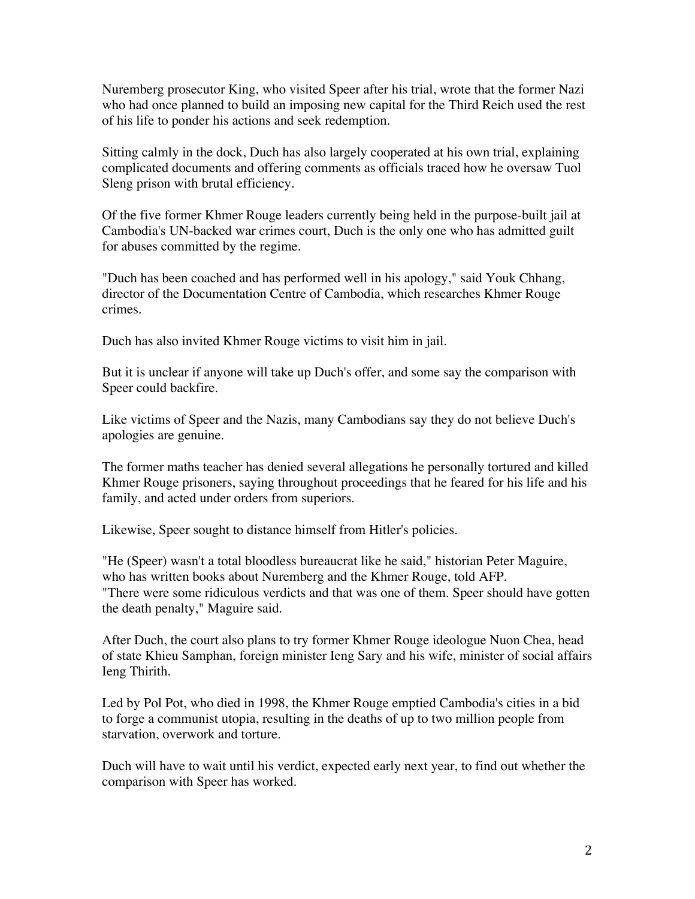Nuremberg prosecutor King, who visited Speer after his trial, wrote that the former Nazi who had once planned to build an imposing new capital for the Third Reich used the rest of his life to ponder his actions and seek redemption.

Sitting calmly in the dock, Duch has also largely cooperated at his own trial, explaining complicated documents and offering comments as officials traced how he oversaw Tuol Sleng prison with brutal efficiency.

Of the five former Khmer Rouge leaders currently being held in the purpose-built jail at Cambodia's UN-backed war crimes court, Duch is the only one who has admitted guilt for abuses committed by the regime.

"Duch has been coached and has performed well in his apology," said Youk Chhang, director of the Documentation Centre of Cambodia, which researches Khmer Rouge crimes.

Duch has also invited Khmer Rouge victims to visit him in jail.

But it is unclear if anyone will take up Duch's offer, and some say the comparison with Speer could backfire.

Like victims of Speer and the Nazis, many Cambodians say they do not believe Duch's apologies are genuine.

The former maths teacher has denied several allegations he personally tortured and killed Khmer Rouge prisoners, saying throughout proceedings that he feared for his life and his family, and acted under orders from superiors.

Likewise, Speer sought to distance himself from Hitler's policies.

"He (Speer) wasn't a total bloodless bureaucrat like he said," historian Peter Maguire, who has written books about Nuremberg and the Khmer Rouge, told AFP.
"There were some ridiculous verdicts and that was one of them. Speer should have gotten the death penalty," Maguire said.

After Duch, the court also plans to try former Khmer Rouge ideologue Nuon Chea, head of state Khieu Samphan, foreign minister Ieng Sary and his wife, minister of social affairs Ieng Thirith.

Led by Pol Pot, who died in 1998, the Khmer Rouge emptied Cambodia's cities in a bid to forge a communist utopia, resulting in the deaths of up to two million people from starvation, overwork and torture.

Duch will have to wait until his verdict, expected early next year, to find out whether the comparison with Speer has worked.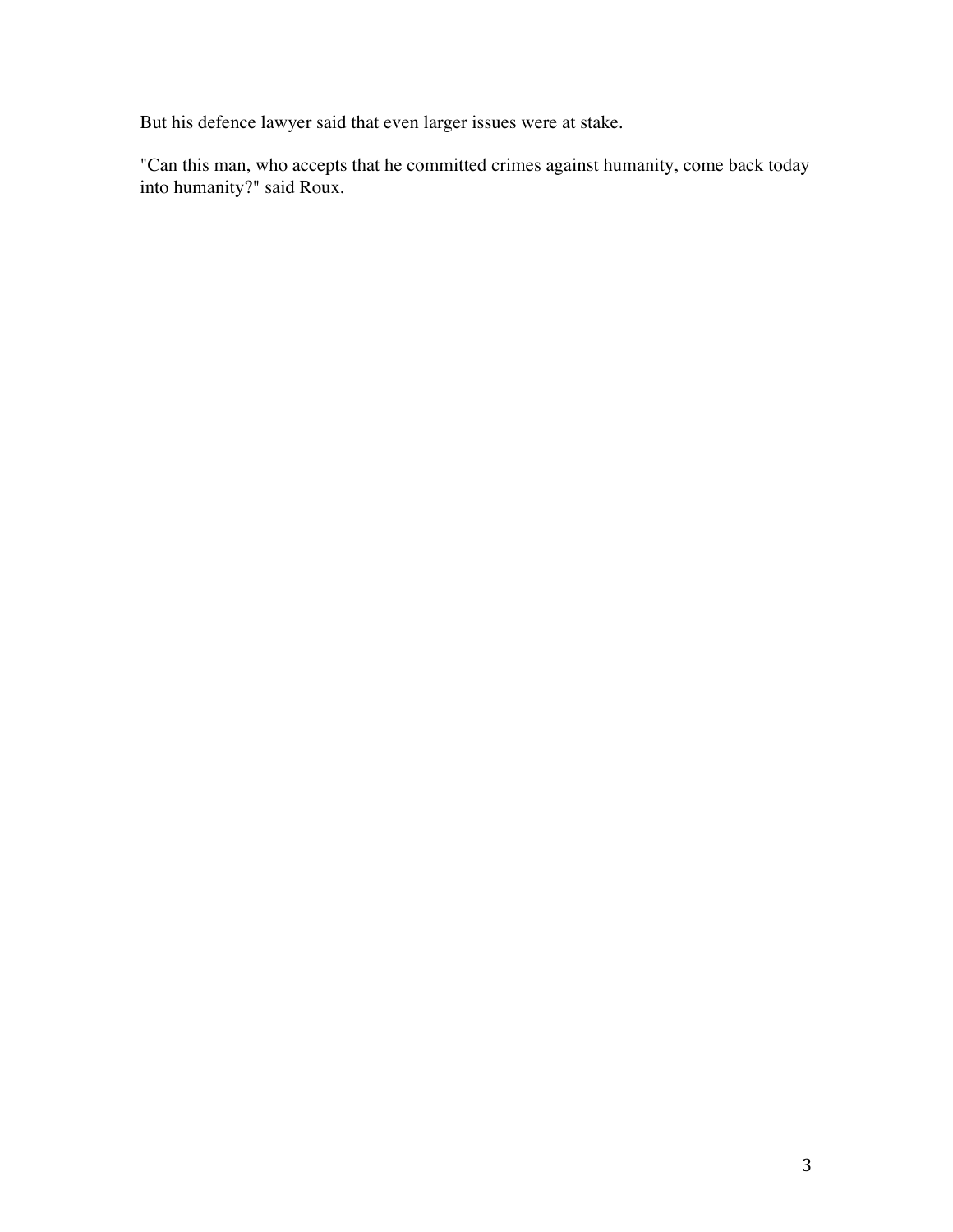But his defence lawyer said that even larger issues were at stake.

"Can this man, who accepts that he committed crimes against humanity, come back today into humanity?" said Roux.